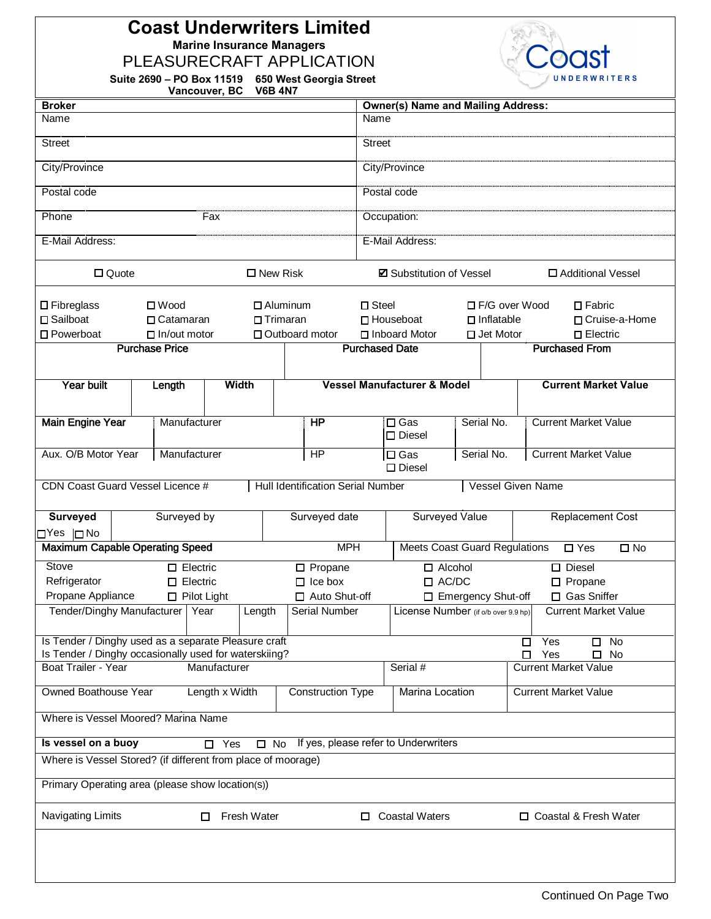# Coast Underwriters Limited

**Marine Insurance Managers**

## PLEASURECRAFT APPLICATION

**Suite 2690 – PO Box 11519 650 West Georgia Street**
**Vancouver, BC V6B 4N7**

| **Broker** | **Owner(s) Name and Mailing Address:** |
|---|---|
| Name | Name |
| Street | Street |
| City/Province | City/Province |
| Postal code | Postal code |
| Phone Fax | Occupation: |
| E-Mail Address: | E-Mail Address: |

☐ Quote ☐ New Risk ☑ Substitution of Vessel ☐ Additional Vessel

| | | | | | |
|---|---|---|---|---|---|
| ☐ Fibreglass | ☐ Wood | ☐ Aluminum | ☐ Steel | ☐ F/G over Wood | ☐ Fabric |
| ☐ Sailboat | ☐ Catamaran | ☐ Trimaran | ☐ Houseboat | ☐ Inflatable | ☐ Cruise-a-Home |
| ☐ Powerboat | ☐ In/out motor | ☐ Outboard motor | ☐ Inboard Motor | ☐ Jet Motor | ☐ Electric |

| **Purchase Price** | **Purchased Date** | **Purchased From** |
|---|---|---|
| | | |

| **Year built** | **Length** | **Width** | **Vessel Manufacturer & Model** | **Current Market Value** |
|---|---|---|---|---|
| | | | | |

| **Main Engine Year** | Manufacturer | **HP** | ☐ Gas ☐ Diesel | Serial No. | Current Market Value |
|---|---|---|---|---|---|
| Aux. O/B Motor Year | Manufacturer | HP | ☐ Gas ☐ Diesel | Serial No. | Current Market Value |

| CDN Coast Guard Vessel Licence # | Hull Identification Serial Number | Vessel Given Name |
|---|---|---|
| | | |

| **Surveyed** ☐Yes ☐No | Surveyed by | Surveyed date | Surveyed Value | Replacement Cost |
|---|---|---|---|---|
| | | | | |

**Maximum Capable Operating Speed** MPH | Meets Coast Guard Regulations ☐ Yes ☐ No

| | | | | |
|---|---|---|---|---|
| Stove | ☐ Electric | ☐ Propane | ☐ Alcohol | ☐ Diesel |
| Refrigerator | ☐ Electric | ☐ Ice box | ☐ AC/DC | ☐ Propane |
| Propane Appliance | ☐ Pilot Light | ☐ Auto Shut-off | ☐ Emergency Shut-off | ☐ Gas Sniffer |

| Tender/Dinghy Manufacturer | Year | Length | Serial Number | License Number (if o/b over 9.9 hp) | Current Market Value |
|---|---|---|---|---|---|
| | | | | | |

Is Tender / Dinghy used as a separate Pleasure craft ☐ Yes ☐ No
Is Tender / Dinghy occasionally used for waterskiing? ☐ Yes ☐ No

| Boat Trailer - Year | Manufacturer | Serial # | Current Market Value |
|---|---|---|---|
| | | | |

| Owned Boathouse Year | Length x Width | Construction Type | Marina Location | Current Market Value |
|---|---|---|---|---|
| | | | | |

Where is Vessel Moored? Marina Name

**Is vessel on a buoy** ☐ Yes ☐ No If yes, please refer to Underwriters

Where is Vessel Stored? (if different from place of moorage)

Primary Operating area (please show location(s))

Navigating Limits ☐ Fresh Water ☐ Coastal Waters ☐ Coastal & Fresh Water

Continued On Page Two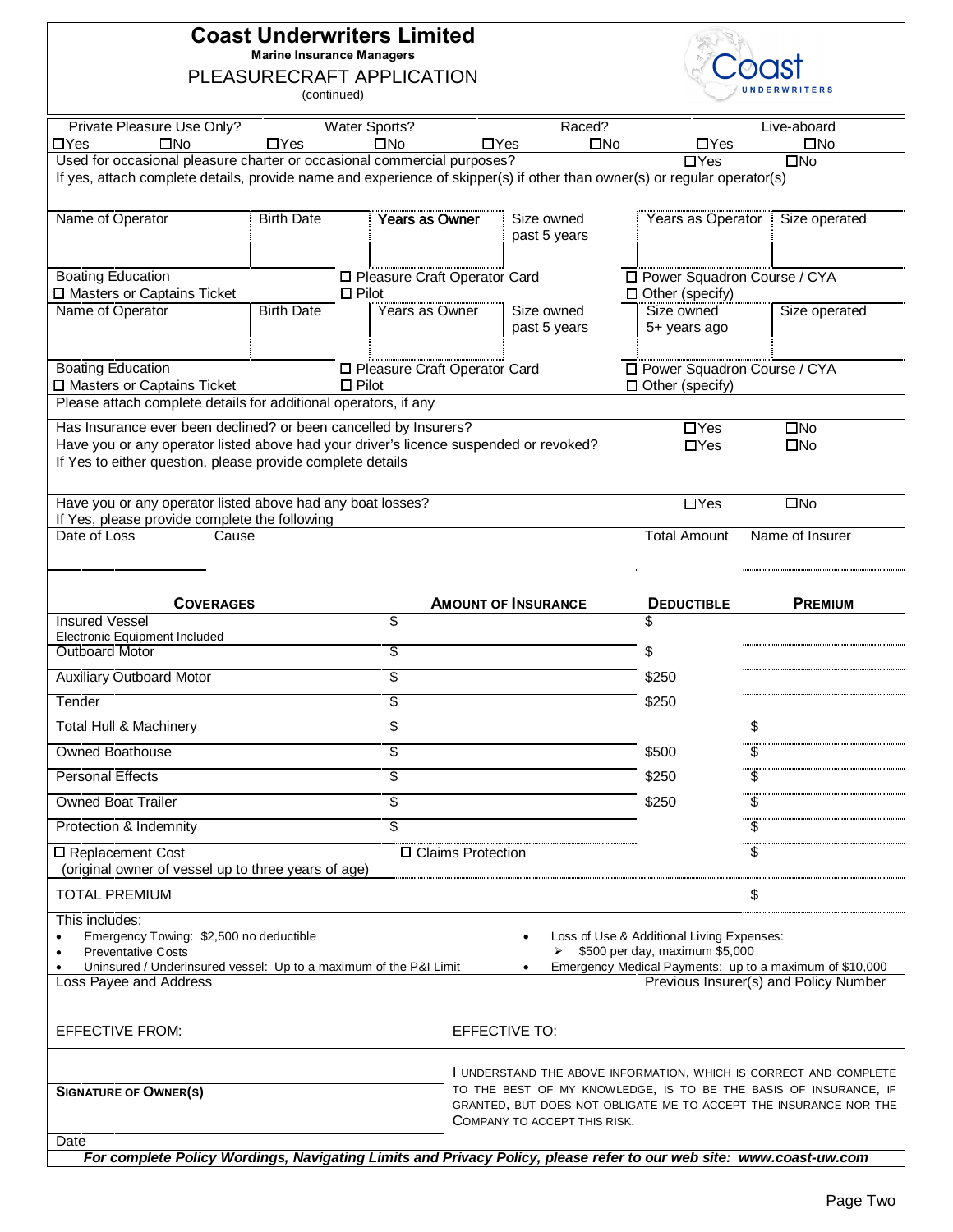# Coast Underwriters Limited

**Marine Insurance Managers**

PLEASURECRAFT APPLICATION

(continued)

| Private Pleasure Use Only? | Water Sports? | Raced? | Live-aboard |
|---|---|---|---|
| ☐Yes ☐No | ☐Yes ☐No | ☐Yes ☐No | ☐Yes ☐No |

Used for occasional pleasure charter or occasional commercial purposes? ☐Yes ☐No

If yes, attach complete details, provide name and experience of skipper(s) if other than owner(s) or regular operator(s)

| Name of Operator | Birth Date | Years as Owner | Size owned past 5 years | Years as Operator | Size operated |
|---|---|---|---|---|---|
| | | | | | |

Boating Education ☐ Pleasure Craft Operator Card ☐ Power Squadron Course / CYA
☐ Masters or Captains Ticket ☐ Pilot ☐ Other (specify)

| Name of Operator | Birth Date | Years as Owner | Size owned past 5 years | Size owned 5+ years ago | Size operated |
|---|---|---|---|---|---|
| | | | | | |

Boating Education ☐ Pleasure Craft Operator Card ☐ Power Squadron Course / CYA
☐ Masters or Captains Ticket ☐ Pilot ☐ Other (specify)

Please attach complete details for additional operators, if any

Has Insurance ever been declined? or been cancelled by Insurers? ☐Yes ☐No

Have you or any operator listed above had your driver's licence suspended or revoked? ☐Yes ☐No

If Yes to either question, please provide complete details

Have you or any operator listed above had any boat losses? ☐Yes ☐No

If Yes, please provide complete the following

| Date of Loss | Cause | Total Amount | Name of Insurer |
|---|---|---|---|
| | | | |

| COVERAGES | AMOUNT OF INSURANCE | DEDUCTIBLE | PREMIUM |
|---|---|---|---|
| Insured Vessel<br>Electronic Equipment Included | $ | $ | |
| Outboard Motor | $ | $ | |
| Auxiliary Outboard Motor | $ | $250 | |
| Tender | $ | $250 | |
| Total Hull & Machinery | $ | | $ |
| Owned Boathouse | $ | $500 | $ |
| Personal Effects | $ | $250 | $ |
| Owned Boat Trailer | $ | $250 | $ |
| Protection & Indemnity | $ | | $ |
| ☐ Replacement Cost<br>(original owner of vessel up to three years of age) | ☐ Claims Protection | | $ |
| TOTAL PREMIUM | | | $ |

This includes:

- Emergency Towing: $2,500 no deductible
- Preventative Costs
- Uninsured / Underinsured vessel: Up to a maximum of the P&I Limit
- Loss of Use & Additional Living Expenses:
  - $500 per day, maximum $5,000
- Emergency Medical Payments: up to a maximum of $10,000

Loss Payee and Address

Previous Insurer(s) and Policy Number

EFFECTIVE FROM: EFFECTIVE TO:

**SIGNATURE OF OWNER(S)**

Date

I UNDERSTAND THE ABOVE INFORMATION, WHICH IS CORRECT AND COMPLETE TO THE BEST OF MY KNOWLEDGE, IS TO BE THE BASIS OF INSURANCE, IF GRANTED, BUT DOES NOT OBLIGATE ME TO ACCEPT THE INSURANCE NOR THE COMPANY TO ACCEPT THIS RISK.

***For complete Policy Wordings, Navigating Limits and Privacy Policy, please refer to our web site: www.coast-uw.com***